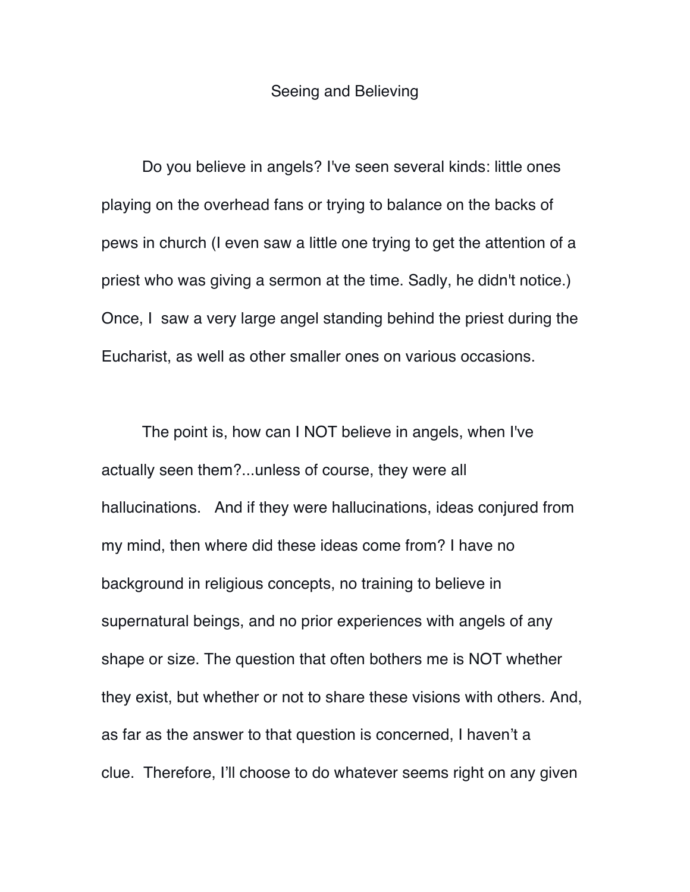# Seeing and Believing

Do you believe in angels? I've seen several kinds: little ones playing on the overhead fans or trying to balance on the backs of pews in church (I even saw a little one trying to get the attention of a priest who was giving a sermon at the time. Sadly, he didn't notice.) Once, I saw a very large angel standing behind the priest during the Eucharist, as well as other smaller ones on various occasions.

The point is, how can I NOT believe in angels, when I've actually seen them?...unless of course, they were all hallucinations. And if they were hallucinations, ideas conjured from my mind, then where did these ideas come from? I have no background in religious concepts, no training to believe in supernatural beings, and no prior experiences with angels of any shape or size. The question that often bothers me is NOT whether they exist, but whether or not to share these visions with others. And, as far as the answer to that question is concerned, I haven't a clue. Therefore, I'll choose to do whatever seems right on any given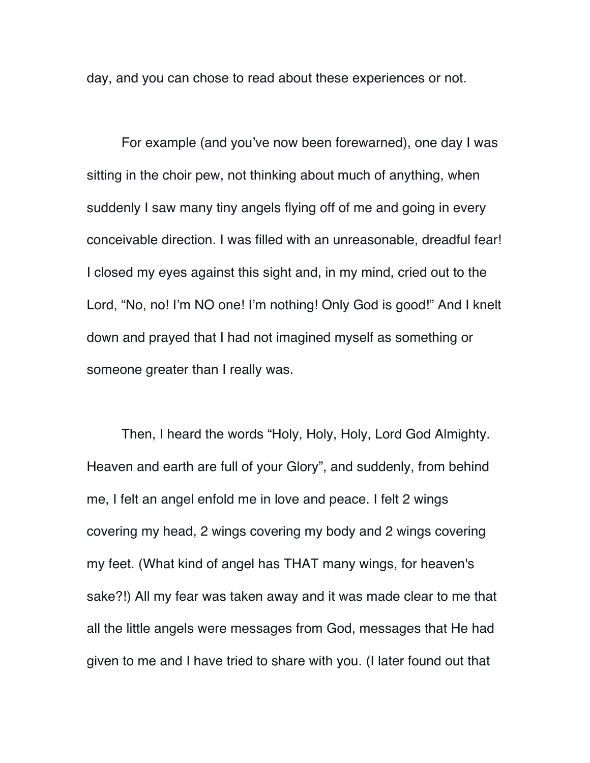day, and you can chose to read about these experiences or not.

For example (and you've now been forewarned), one day I was sitting in the choir pew, not thinking about much of anything, when suddenly I saw many tiny angels flying off of me and going in every conceivable direction. I was filled with an unreasonable, dreadful fear! I closed my eyes against this sight and, in my mind, cried out to the Lord, "No, no! I'm NO one! I'm nothing! Only God is good!" And I knelt down and prayed that I had not imagined myself as something or someone greater than I really was.

Then, I heard the words "Holy, Holy, Holy, Lord God Almighty. Heaven and earth are full of your Glory", and suddenly, from behind me, I felt an angel enfold me in love and peace. I felt 2 wings covering my head, 2 wings covering my body and 2 wings covering my feet. (What kind of angel has THAT many wings, for heaven's sake?!) All my fear was taken away and it was made clear to me that all the little angels were messages from God, messages that He had given to me and I have tried to share with you. (I later found out that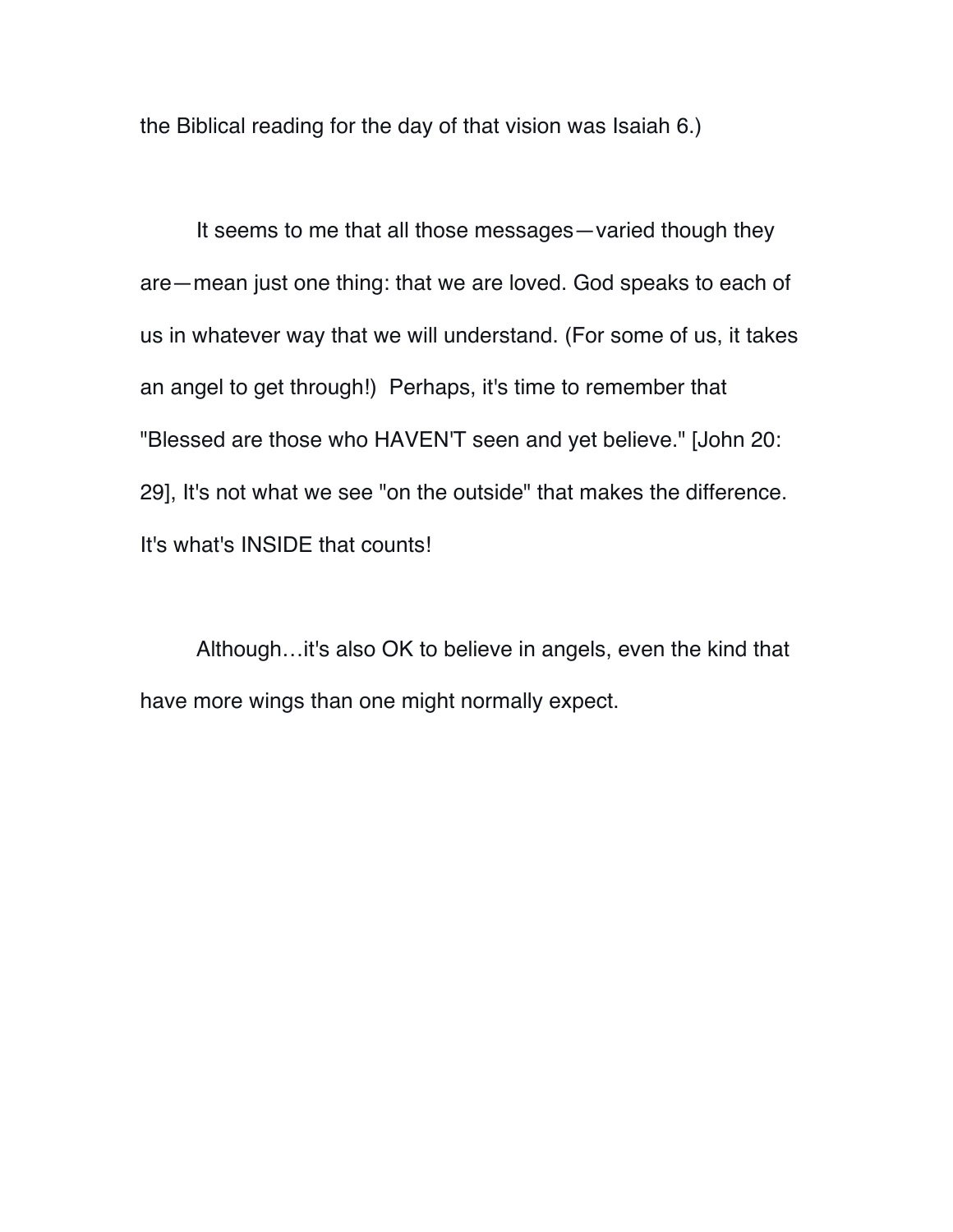the Biblical reading for the day of that vision was Isaiah 6.)

It seems to me that all those messages—varied though they are—mean just one thing: that we are loved. God speaks to each of us in whatever way that we will understand. (For some of us, it takes an angel to get through!) Perhaps, it's time to remember that "Blessed are those who HAVEN'T seen and yet believe." [John 20: 29], It's not what we see "on the outside" that makes the difference. It's what's INSIDE that counts!

Although…it's also OK to believe in angels, even the kind that have more wings than one might normally expect.